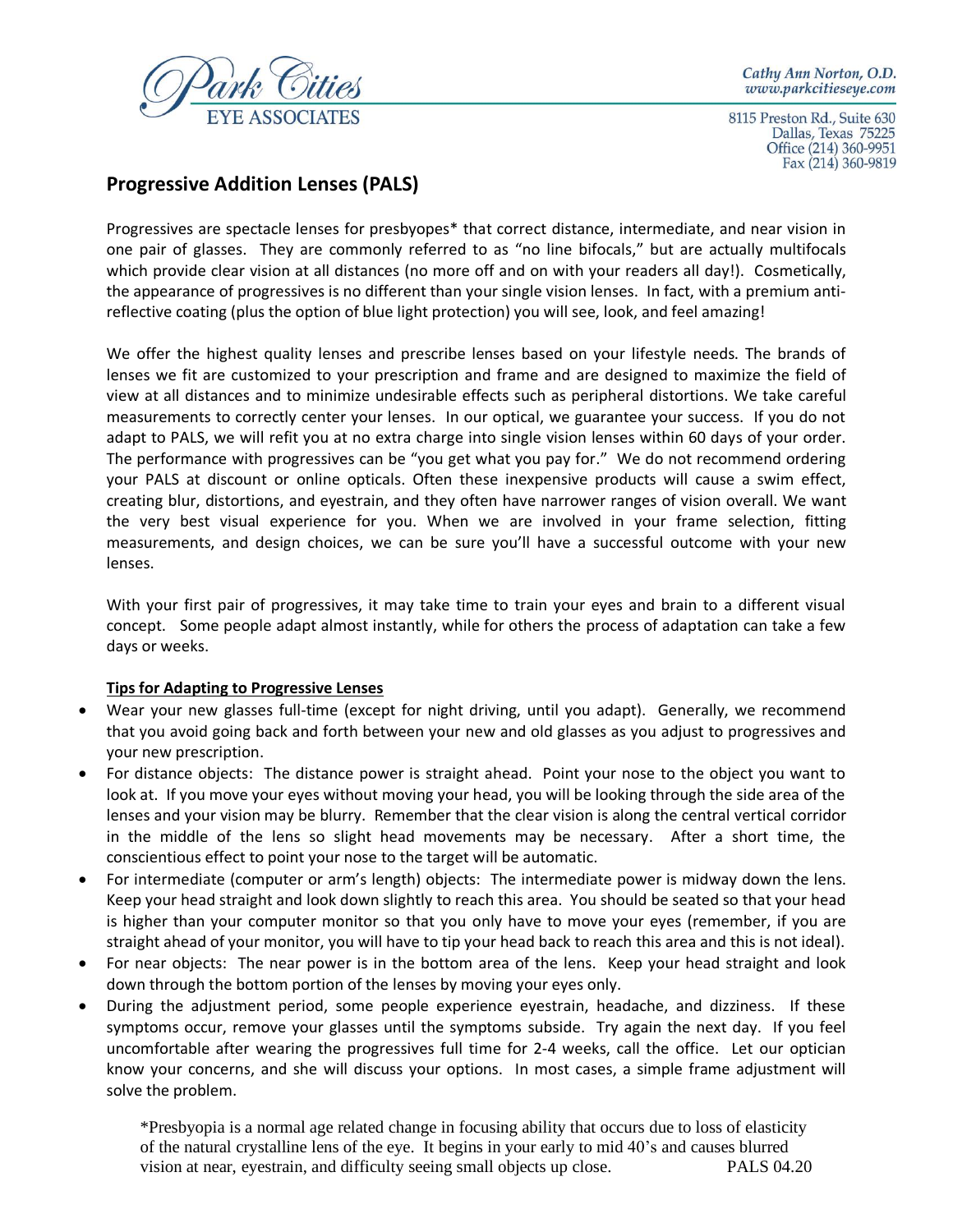Park Cities EYE ASSOCIATES

Cathy Ann Norton, O.D.
www.parkcitieseye.com

8115 Preston Rd., Suite 630
Dallas, Texas 75225
Office (214) 360-9951
Fax (214) 360-9819

## Progressive Addition Lenses (PALS)

Progressives are spectacle lenses for presbyopes* that correct distance, intermediate, and near vision in one pair of glasses. They are commonly referred to as "no line bifocals," but are actually multifocals which provide clear vision at all distances (no more off and on with your readers all day!). Cosmetically, the appearance of progressives is no different than your single vision lenses. In fact, with a premium anti-reflective coating (plus the option of blue light protection) you will see, look, and feel amazing!

We offer the highest quality lenses and prescribe lenses based on your lifestyle needs. The brands of lenses we fit are customized to your prescription and frame and are designed to maximize the field of view at all distances and to minimize undesirable effects such as peripheral distortions. We take careful measurements to correctly center your lenses. In our optical, we guarantee your success. If you do not adapt to PALS, we will refit you at no extra charge into single vision lenses within 60 days of your order. The performance with progressives can be "you get what you pay for." We do not recommend ordering your PALS at discount or online opticals. Often these inexpensive products will cause a swim effect, creating blur, distortions, and eyestrain, and they often have narrower ranges of vision overall. We want the very best visual experience for you. When we are involved in your frame selection, fitting measurements, and design choices, we can be sure you'll have a successful outcome with your new lenses.

With your first pair of progressives, it may take time to train your eyes and brain to a different visual concept. Some people adapt almost instantly, while for others the process of adaptation can take a few days or weeks.

**Tips for Adapting to Progressive Lenses**

- Wear your new glasses full-time (except for night driving, until you adapt). Generally, we recommend that you avoid going back and forth between your new and old glasses as you adjust to progressives and your new prescription.
- For distance objects: The distance power is straight ahead. Point your nose to the object you want to look at. If you move your eyes without moving your head, you will be looking through the side area of the lenses and your vision may be blurry. Remember that the clear vision is along the central vertical corridor in the middle of the lens so slight head movements may be necessary. After a short time, the conscientious effect to point your nose to the target will be automatic.
- For intermediate (computer or arm's length) objects: The intermediate power is midway down the lens. Keep your head straight and look down slightly to reach this area. You should be seated so that your head is higher than your computer monitor so that you only have to move your eyes (remember, if you are straight ahead of your monitor, you will have to tip your head back to reach this area and this is not ideal).
- For near objects: The near power is in the bottom area of the lens. Keep your head straight and look down through the bottom portion of the lenses by moving your eyes only.
- During the adjustment period, some people experience eyestrain, headache, and dizziness. If these symptoms occur, remove your glasses until the symptoms subside. Try again the next day. If you feel uncomfortable after wearing the progressives full time for 2-4 weeks, call the office. Let our optician know your concerns, and she will discuss your options. In most cases, a simple frame adjustment will solve the problem.

*Presbyopia is a normal age related change in focusing ability that occurs due to loss of elasticity of the natural crystalline lens of the eye. It begins in your early to mid 40's and causes blurred vision at near, eyestrain, and difficulty seeing small objects up close.

PALS 04.20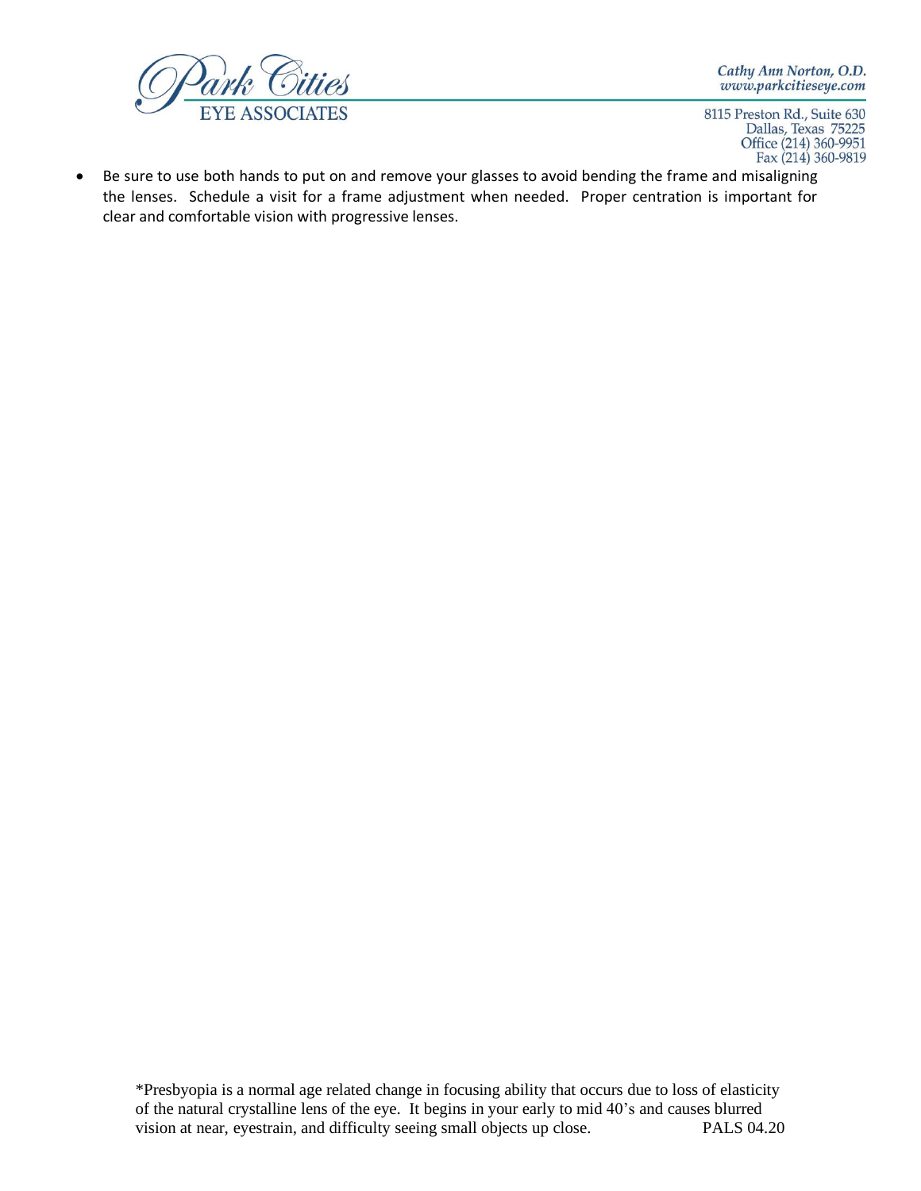- Be sure to use both hands to put on and remove your glasses to avoid bending the frame and misaligning the lenses. Schedule a visit for a frame adjustment when needed. Proper centration is important for clear and comfortable vision with progressive lenses.

*Presbyopia is a normal age related change in focusing ability that occurs due to loss of elasticity of the natural crystalline lens of the eye. It begins in your early to mid 40's and causes blurred vision at near, eyestrain, and difficulty seeing small objects up close.

PALS 04.20